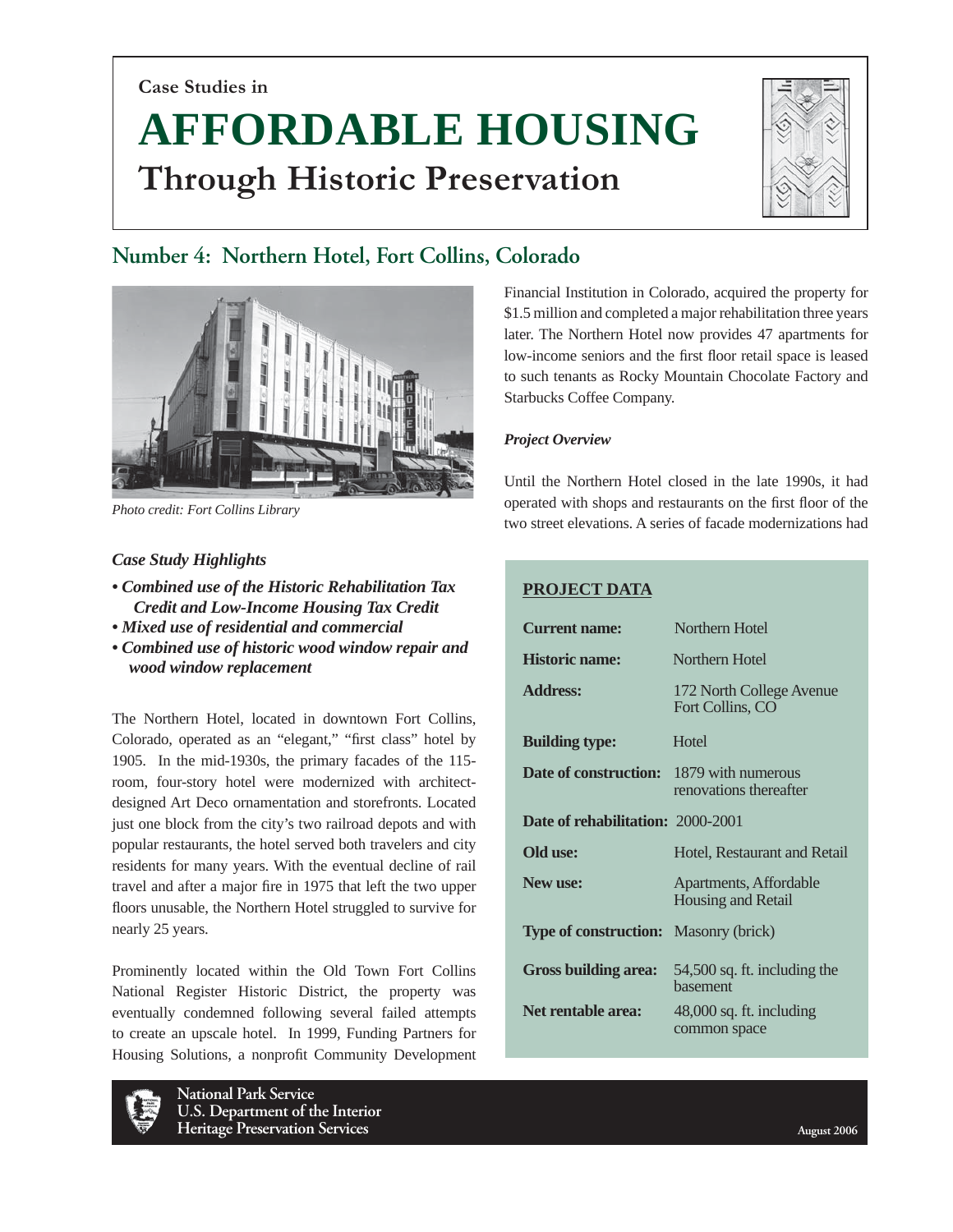Case Studies in

# AFFORDABLE HOUSING

## Through Historic Preservation

## Number 4: Northern Hotel, Fort Collins, Colorado

Photo credit: Fort Collins Library

### *Case Study Highlights*

- ***Combined use of the Historic Rehabilitation Tax Credit and Low-Income Housing Tax Credit***
- ***Mixed use of residential and commercial***
- ***Combined use of historic wood window repair and wood window replacement***

The Northern Hotel, located in downtown Fort Collins, Colorado, operated as an "elegant," "first class" hotel by 1905. In the mid-1930s, the primary facades of the 115-room, four-story hotel were modernized with architect-designed Art Deco ornamentation and storefronts. Located just one block from the city's two railroad depots and with popular restaurants, the hotel served both travelers and city residents for many years. With the eventual decline of rail travel and after a major fire in 1975 that left the two upper floors unusable, the Northern Hotel struggled to survive for nearly 25 years.

Prominently located within the Old Town Fort Collins National Register Historic District, the property was eventually condemned following several failed attempts to create an upscale hotel. In 1999, Funding Partners for Housing Solutions, a nonprofit Community Development Financial Institution in Colorado, acquired the property for $1.5 million and completed a major rehabilitation three years later. The Northern Hotel now provides 47 apartments for low-income seniors and the first floor retail space is leased to such tenants as Rocky Mountain Chocolate Factory and Starbucks Coffee Company.

### *Project Overview*

Until the Northern Hotel closed in the late 1990s, it had operated with shops and restaurants on the first floor of the two street elevations. A series of facade modernizations had

**PROJECT DATA**

| | |
|---|---|
| **Current name:** | Northern Hotel |
| **Historic name:** | Northern Hotel |
| **Address:** | 172 North College Avenue Fort Collins, CO |
| **Building type:** | Hotel |
| **Date of construction:** | 1879 with numerous renovations thereafter |
| **Date of rehabilitation:** | 2000-2001 |
| **Old use:** | Hotel, Restaurant and Retail |
| **New use:** | Apartments, Affordable Housing and Retail |
| **Type of construction:** | Masonry (brick) |
| **Gross building area:** | 54,500 sq. ft. including the basement |
| **Net rentable area:** | 48,000 sq. ft. including common space |

National Park Service
U.S. Department of the Interior
Heritage Preservation Services

August 2006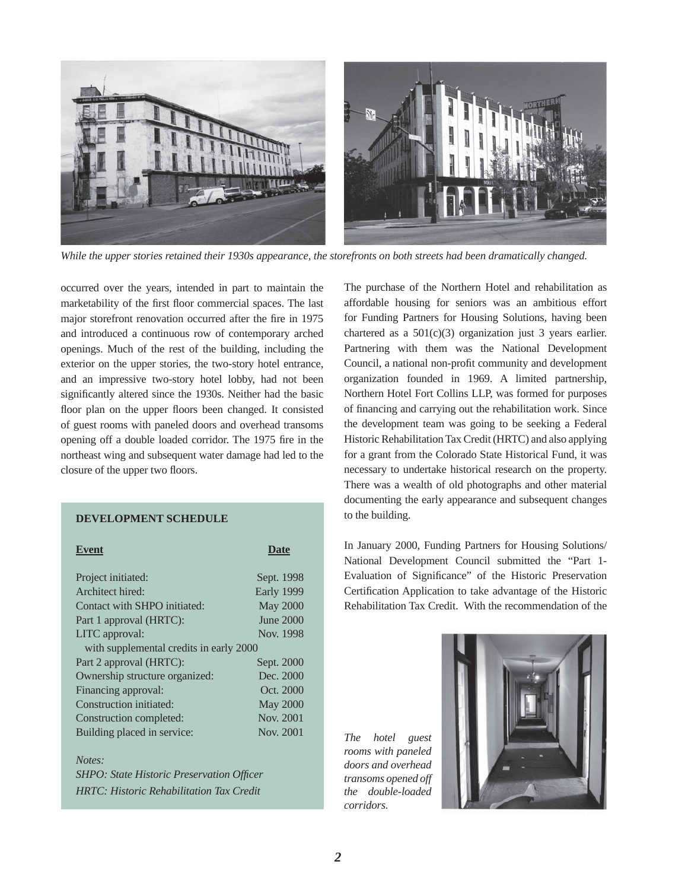*While the upper stories retained their 1930s appearance, the storefronts on both streets had been dramatically changed.*

occurred over the years, intended in part to maintain the marketability of the first floor commercial spaces. The last major storefront renovation occurred after the fire in 1975 and introduced a continuous row of contemporary arched openings. Much of the rest of the building, including the exterior on the upper stories, the two-story hotel entrance, and an impressive two-story hotel lobby, had not been significantly altered since the 1930s. Neither had the basic floor plan on the upper floors been changed. It consisted of guest rooms with paneled doors and overhead transoms opening off a double loaded corridor. The 1975 fire in the northeast wing and subsequent water damage had led to the closure of the upper two floors.

**DEVELOPMENT SCHEDULE**

| Event | Date |
|---|---|
| Project initiated: | Sept. 1998 |
| Architect hired: | Early 1999 |
| Contact with SHPO initiated: | May 2000 |
| Part 1 approval (HRTC): | June 2000 |
| LITC approval: with supplemental credits in early 2000 | Nov. 1998 |
| Part 2 approval (HRTC): | Sept. 2000 |
| Ownership structure organized: | Dec. 2000 |
| Financing approval: | Oct. 2000 |
| Construction initiated: | May 2000 |
| Construction completed: | Nov. 2001 |
| Building placed in service: | Nov. 2001 |

*Notes:*
*SHPO: State Historic Preservation Officer*
*HRTC: Historic Rehabilitation Tax Credit*

The purchase of the Northern Hotel and rehabilitation as affordable housing for seniors was an ambitious effort for Funding Partners for Housing Solutions, having been chartered as a 501(c)(3) organization just 3 years earlier. Partnering with them was the National Development Council, a national non-profit community and development organization founded in 1969. A limited partnership, Northern Hotel Fort Collins LLP, was formed for purposes of financing and carrying out the rehabilitation work. Since the development team was going to be seeking a Federal Historic Rehabilitation Tax Credit (HRTC) and also applying for a grant from the Colorado State Historical Fund, it was necessary to undertake historical research on the property. There was a wealth of old photographs and other material documenting the early appearance and subsequent changes to the building.

In January 2000, Funding Partners for Housing Solutions/National Development Council submitted the "Part 1-Evaluation of Significance" of the Historic Preservation Certification Application to take advantage of the Historic Rehabilitation Tax Credit. With the recommendation of the

*The hotel guest rooms with paneled doors and overhead transoms opened off the double-loaded corridors.*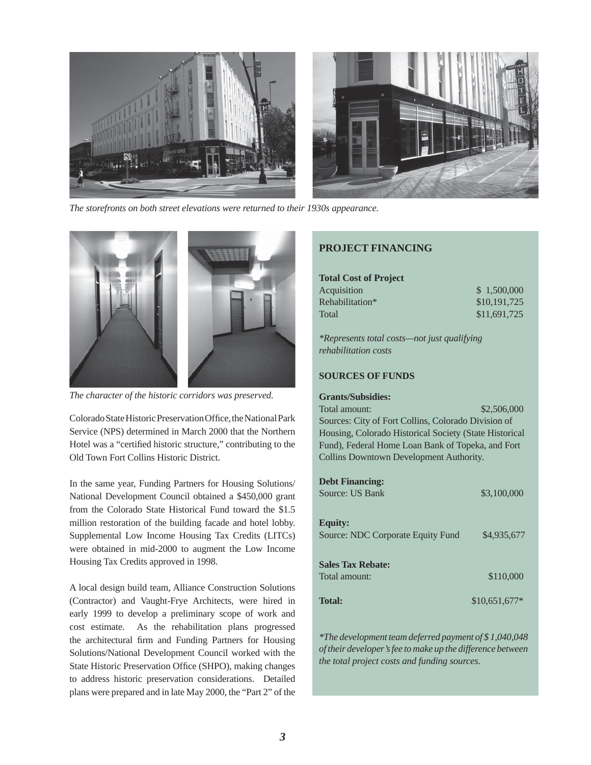The storefronts on both street elevations were returned to their 1930s appearance.

The character of the historic corridors was preserved.

Colorado State Historic Preservation Office, the National Park Service (NPS) determined in March 2000 that the Northern Hotel was a "certified historic structure," contributing to the Old Town Fort Collins Historic District.

In the same year, Funding Partners for Housing Solutions/ National Development Council obtained a $450,000 grant from the Colorado State Historical Fund toward the $1.5 million restoration of the building facade and hotel lobby. Supplemental Low Income Housing Tax Credits (LITCs) were obtained in mid-2000 to augment the Low Income Housing Tax Credits approved in 1998.

A local design build team, Alliance Construction Solutions (Contractor) and Vaught-Frye Architects, were hired in early 1999 to develop a preliminary scope of work and cost estimate. As the rehabilitation plans progressed the architectural firm and Funding Partners for Housing Solutions/National Development Council worked with the State Historic Preservation Office (SHPO), making changes to address historic preservation considerations. Detailed plans were prepared and in late May 2000, the "Part 2" of the

## PROJECT FINANCING

**Total Cost of Project**

| | |
|---|---|
| Acquisition | $ 1,500,000 |
| Rehabilitation* | $10,191,725 |
| Total | $11,691,725 |

*\*Represents total costs—not just qualifying rehabilitation costs*

### SOURCES OF FUNDS

**Grants/Subsidies:**

Total amount: $2,506,000

Sources: City of Fort Collins, Colorado Division of Housing, Colorado Historical Society (State Historical Fund), Federal Home Loan Bank of Topeka, and Fort Collins Downtown Development Authority.

**Debt Financing:**

Source: US Bank $3,100,000

**Equity:**

Source: NDC Corporate Equity Fund $4,935,677

**Sales Tax Rebate:**

Total amount: $110,000

**Total:** $10,651,677*

*\*The development team deferred payment of $1,040,048 of their developer's fee to make up the difference between the total project costs and funding sources.*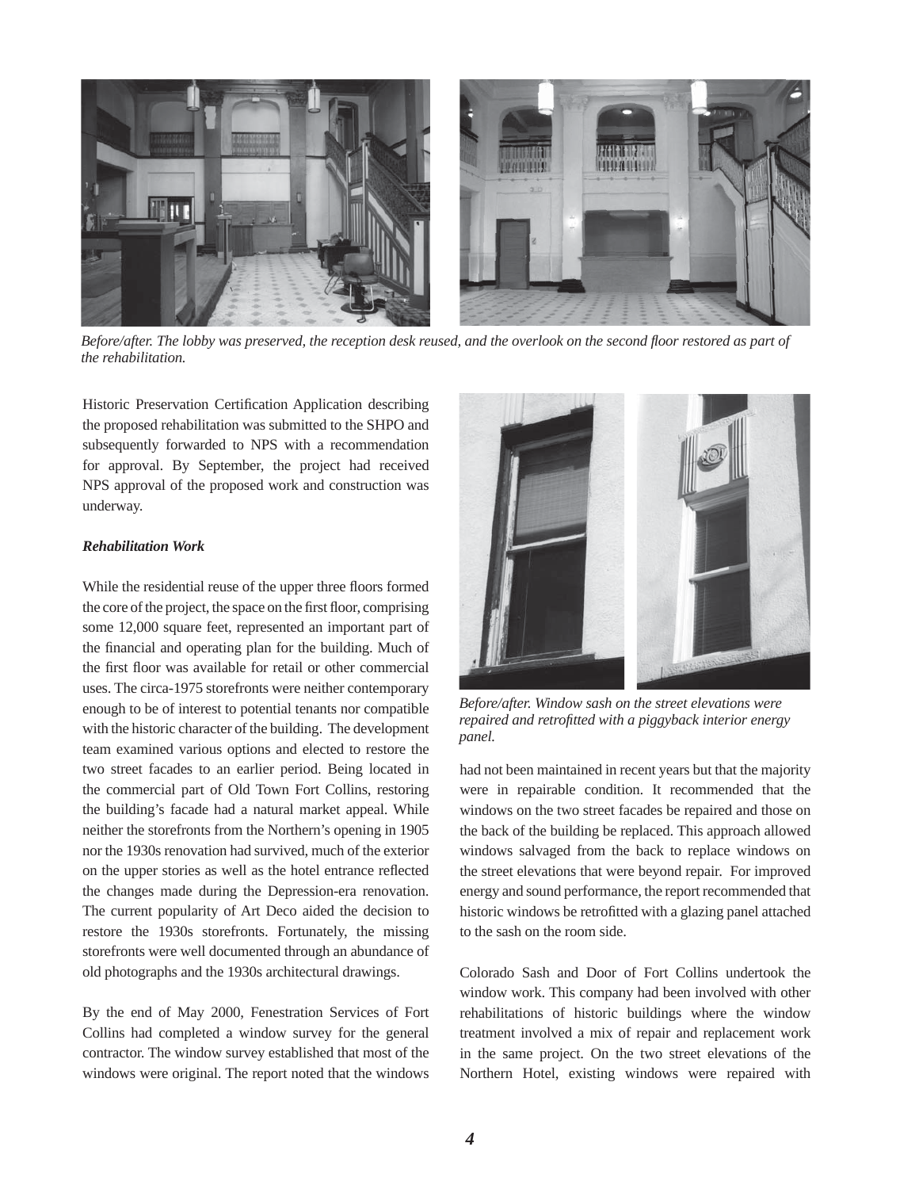*Before/after. The lobby was preserved, the reception desk reused, and the overlook on the second floor restored as part of the rehabilitation.*

Historic Preservation Certification Application describing the proposed rehabilitation was submitted to the SHPO and subsequently forwarded to NPS with a recommendation for approval. By September, the project had received NPS approval of the proposed work and construction was underway.

***Rehabilitation Work***

While the residential reuse of the upper three floors formed the core of the project, the space on the first floor, comprising some 12,000 square feet, represented an important part of the financial and operating plan for the building. Much of the first floor was available for retail or other commercial uses. The circa-1975 storefronts were neither contemporary enough to be of interest to potential tenants nor compatible with the historic character of the building. The development team examined various options and elected to restore the two street facades to an earlier period. Being located in the commercial part of Old Town Fort Collins, restoring the building's facade had a natural market appeal. While neither the storefronts from the Northern's opening in 1905 nor the 1930s renovation had survived, much of the exterior on the upper stories as well as the hotel entrance reflected the changes made during the Depression-era renovation. The current popularity of Art Deco aided the decision to restore the 1930s storefronts. Fortunately, the missing storefronts were well documented through an abundance of old photographs and the 1930s architectural drawings.

By the end of May 2000, Fenestration Services of Fort Collins had completed a window survey for the general contractor. The window survey established that most of the windows were original. The report noted that the windows had not been maintained in recent years but that the majority were in repairable condition. It recommended that the windows on the two street facades be repaired and those on the back of the building be replaced. This approach allowed windows salvaged from the back to replace windows on the street elevations that were beyond repair. For improved energy and sound performance, the report recommended that historic windows be retrofitted with a glazing panel attached to the sash on the room side.

*Before/after. Window sash on the street elevations were repaired and retrofitted with a piggyback interior energy panel.*

Colorado Sash and Door of Fort Collins undertook the window work. This company had been involved with other rehabilitations of historic buildings where the window treatment involved a mix of repair and replacement work in the same project. On the two street elevations of the Northern Hotel, existing windows were repaired with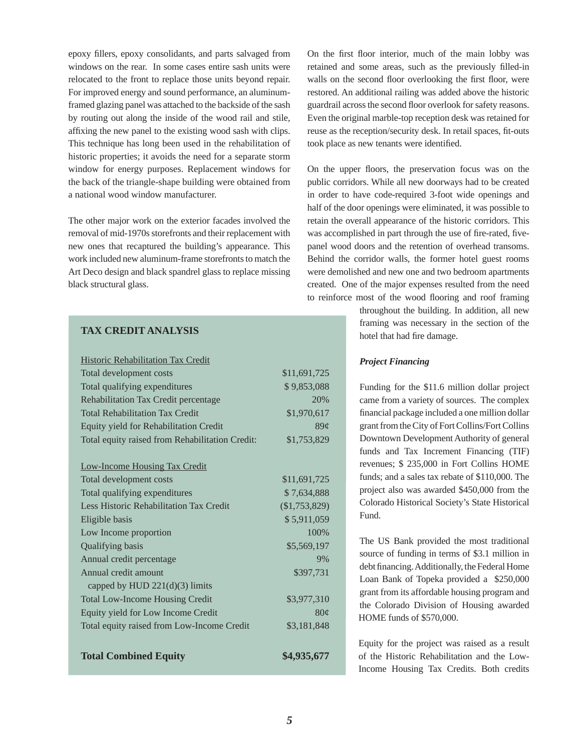epoxy fillers, epoxy consolidants, and parts salvaged from windows on the rear. In some cases entire sash units were relocated to the front to replace those units beyond repair. For improved energy and sound performance, an aluminum-framed glazing panel was attached to the backside of the sash by routing out along the inside of the wood rail and stile, affixing the new panel to the existing wood sash with clips. This technique has long been used in the rehabilitation of historic properties; it avoids the need for a separate storm window for energy purposes. Replacement windows for the back of the triangle-shape building were obtained from a national wood window manufacturer.

The other major work on the exterior facades involved the removal of mid-1970s storefronts and their replacement with new ones that recaptured the building's appearance. This work included new aluminum-frame storefronts to match the Art Deco design and black spandrel glass to replace missing black structural glass.

On the first floor interior, much of the main lobby was retained and some areas, such as the previously filled-in walls on the second floor overlooking the first floor, were restored. An additional railing was added above the historic guardrail across the second floor overlook for safety reasons. Even the original marble-top reception desk was retained for reuse as the reception/security desk. In retail spaces, fit-outs took place as new tenants were identified.

On the upper floors, the preservation focus was on the public corridors. While all new doorways had to be created in order to have code-required 3-foot wide openings and half of the door openings were eliminated, it was possible to retain the overall appearance of the historic corridors. This was accomplished in part through the use of fire-rated, five-panel wood doors and the retention of overhead transoms. Behind the corridor walls, the former hotel guest rooms were demolished and new one and two bedroom apartments created. One of the major expenses resulted from the need to reinforce most of the wood flooring and roof framing throughout the building. In addition, all new framing was necessary in the section of the hotel that had fire damage.

**TAX CREDIT ANALYSIS**

| | |
|---|---|
| Historic Rehabilitation Tax Credit | |
| Total development costs | $11,691,725 |
| Total qualifying expenditures | $ 9,853,088 |
| Rehabilitation Tax Credit percentage | 20% |
| Total Rehabilitation Tax Credit | $1,970,617 |
| Equity yield for Rehabilitation Credit | 89¢ |
| Total equity raised from Rehabilitation Credit: | $1,753,829 |
| | |
| Low-Income Housing Tax Credit | |
| Total development costs | $11,691,725 |
| Total qualifying expenditures | $ 7,634,888 |
| Less Historic Rehabilitation Tax Credit | ($1,753,829) |
| Eligible basis | $ 5,911,059 |
| Low Income proportion | 100% |
| Qualifying basis | $5,569,197 |
| Annual credit percentage | 9% |
| Annual credit amount capped by HUD 221(d)(3) limits | $397,731 |
| Total Low-Income Housing Credit | $3,977,310 |
| Equity yield for Low Income Credit | 80¢ |
| Total equity raised from Low-Income Credit | $3,181,848 |
| | |
| **Total Combined Equity** | **$4,935,677** |

***Project Financing***

Funding for the $11.6 million dollar project came from a variety of sources. The complex financial package included a one million dollar grant from the City of Fort Collins/Fort Collins Downtown Development Authority of general funds and Tax Increment Financing (TIF) revenues; $ 235,000 in Fort Collins HOME funds; and a sales tax rebate of $110,000. The project also was awarded $450,000 from the Colorado Historical Society's State Historical Fund.

The US Bank provided the most traditional source of funding in terms of $3.1 million in debt financing. Additionally, the Federal Home Loan Bank of Topeka provided a $250,000 grant from its affordable housing program and the Colorado Division of Housing awarded HOME funds of $570,000.

Equity for the project was raised as a result of the Historic Rehabilitation and the Low-Income Housing Tax Credits. Both credits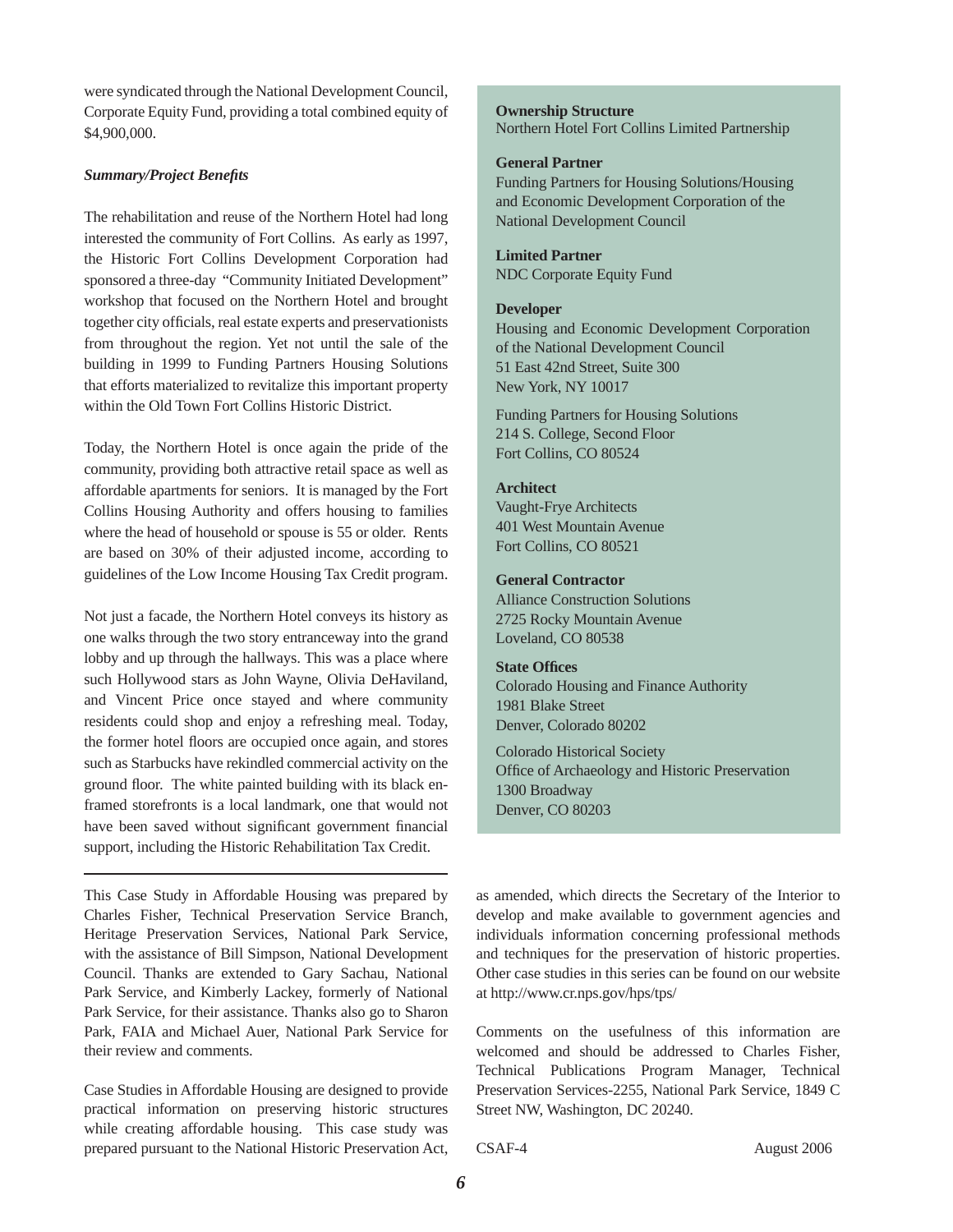were syndicated through the National Development Council, Corporate Equity Fund, providing a total combined equity of $4,900,000.

***Summary/Project Benefits***

The rehabilitation and reuse of the Northern Hotel had long interested the community of Fort Collins. As early as 1997, the Historic Fort Collins Development Corporation had sponsored a three-day "Community Initiated Development" workshop that focused on the Northern Hotel and brought together city officials, real estate experts and preservationists from throughout the region. Yet not until the sale of the building in 1999 to Funding Partners Housing Solutions that efforts materialized to revitalize this important property within the Old Town Fort Collins Historic District.

Today, the Northern Hotel is once again the pride of the community, providing both attractive retail space as well as affordable apartments for seniors. It is managed by the Fort Collins Housing Authority and offers housing to families where the head of household or spouse is 55 or older. Rents are based on 30% of their adjusted income, according to guidelines of the Low Income Housing Tax Credit program.

Not just a facade, the Northern Hotel conveys its history as one walks through the two story entranceway into the grand lobby and up through the hallways. This was a place where such Hollywood stars as John Wayne, Olivia DeHaviland, and Vincent Price once stayed and where community residents could shop and enjoy a refreshing meal. Today, the former hotel floors are occupied once again, and stores such as Starbucks have rekindled commercial activity on the ground floor. The white painted building with its black enframed storefronts is a local landmark, one that would not have been saved without significant government financial support, including the Historic Rehabilitation Tax Credit.

**Ownership Structure**
Northern Hotel Fort Collins Limited Partnership

**General Partner**
Funding Partners for Housing Solutions/Housing and Economic Development Corporation of the National Development Council

**Limited Partner**
NDC Corporate Equity Fund

**Developer**
Housing and Economic Development Corporation of the National Development Council
51 East 42nd Street, Suite 300
New York, NY 10017

Funding Partners for Housing Solutions
214 S. College, Second Floor
Fort Collins, CO 80524

**Architect**
Vaught-Frye Architects
401 West Mountain Avenue
Fort Collins, CO 80521

**General Contractor**
Alliance Construction Solutions
2725 Rocky Mountain Avenue
Loveland, CO 80538

**State Offices**
Colorado Housing and Finance Authority
1981 Blake Street
Denver, Colorado 80202

Colorado Historical Society
Office of Archaeology and Historic Preservation
1300 Broadway
Denver, CO 80203

---

This Case Study in Affordable Housing was prepared by Charles Fisher, Technical Preservation Service Branch, Heritage Preservation Services, National Park Service, with the assistance of Bill Simpson, National Development Council. Thanks are extended to Gary Sachau, National Park Service, and Kimberly Lackey, formerly of National Park Service, for their assistance. Thanks also go to Sharon Park, FAIA and Michael Auer, National Park Service for their review and comments.

Case Studies in Affordable Housing are designed to provide practical information on preserving historic structures while creating affordable housing. This case study was prepared pursuant to the National Historic Preservation Act, as amended, which directs the Secretary of the Interior to develop and make available to government agencies and individuals information concerning professional methods and techniques for the preservation of historic properties. Other case studies in this series can be found on our website at http://www.cr.nps.gov/hps/tps/

Comments on the usefulness of this information are welcomed and should be addressed to Charles Fisher, Technical Publications Program Manager, Technical Preservation Services-2255, National Park Service, 1849 C Street NW, Washington, DC 20240.

CSAF-4 August 2006